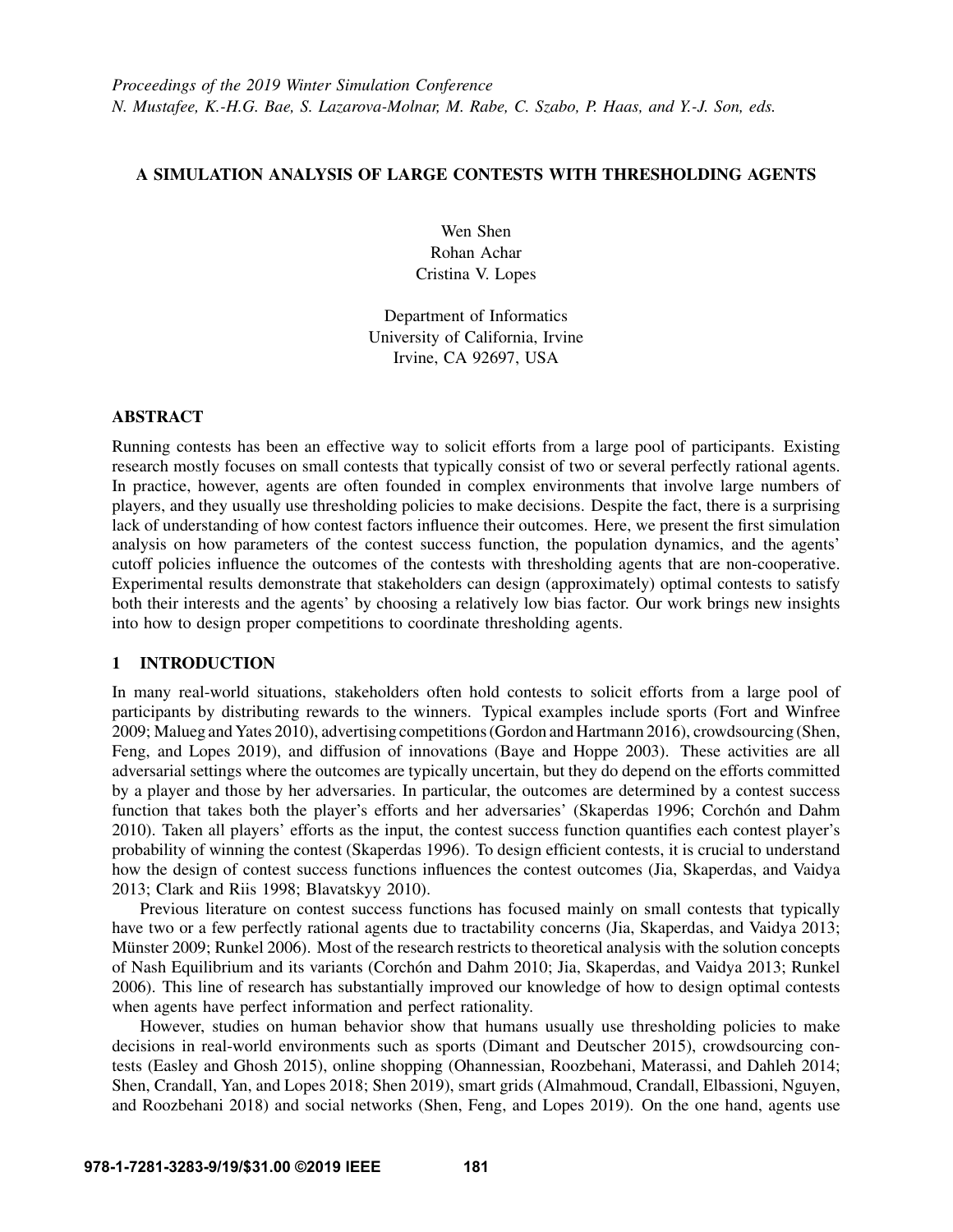*Proceedings of the 2019 Winter Simulation Conference*
*N. Mustafee, K.-H.G. Bae, S. Lazarova-Molnar, M. Rabe, C. Szabo, P. Haas, and Y.-J. Son, eds.*

# A SIMULATION ANALYSIS OF LARGE CONTESTS WITH THRESHOLDING AGENTS

Wen Shen
Rohan Achar
Cristina V. Lopes

Department of Informatics
University of California, Irvine
Irvine, CA 92697, USA

## ABSTRACT

Running contests has been an effective way to solicit efforts from a large pool of participants. Existing research mostly focuses on small contests that typically consist of two or several perfectly rational agents. In practice, however, agents are often founded in complex environments that involve large numbers of players, and they usually use thresholding policies to make decisions. Despite the fact, there is a surprising lack of understanding of how contest factors influence their outcomes. Here, we present the first simulation analysis on how parameters of the contest success function, the population dynamics, and the agents' cutoff policies influence the outcomes of the contests with thresholding agents that are non-cooperative. Experimental results demonstrate that stakeholders can design (approximately) optimal contests to satisfy both their interests and the agents' by choosing a relatively low bias factor. Our work brings new insights into how to design proper competitions to coordinate thresholding agents.

## 1 INTRODUCTION

In many real-world situations, stakeholders often hold contests to solicit efforts from a large pool of participants by distributing rewards to the winners. Typical examples include sports (Fort and Winfree 2009; Malueg and Yates 2010), advertising competitions (Gordon and Hartmann 2016), crowdsourcing (Shen, Feng, and Lopes 2019), and diffusion of innovations (Baye and Hoppe 2003). These activities are all adversarial settings where the outcomes are typically uncertain, but they do depend on the efforts committed by a player and those by her adversaries. In particular, the outcomes are determined by a contest success function that takes both the player's efforts and her adversaries' (Skaperdas 1996; Corchón and Dahm 2010). Taken all players' efforts as the input, the contest success function quantifies each contest player's probability of winning the contest (Skaperdas 1996). To design efficient contests, it is crucial to understand how the design of contest success functions influences the contest outcomes (Jia, Skaperdas, and Vaidya 2013; Clark and Riis 1998; Blavatskyy 2010).

Previous literature on contest success functions has focused mainly on small contests that typically have two or a few perfectly rational agents due to tractability concerns (Jia, Skaperdas, and Vaidya 2013; Münster 2009; Runkel 2006). Most of the research restricts to theoretical analysis with the solution concepts of Nash Equilibrium and its variants (Corchón and Dahm 2010; Jia, Skaperdas, and Vaidya 2013; Runkel 2006). This line of research has substantially improved our knowledge of how to design optimal contests when agents have perfect information and perfect rationality.

However, studies on human behavior show that humans usually use thresholding policies to make decisions in real-world environments such as sports (Dimant and Deutscher 2015), crowdsourcing contests (Easley and Ghosh 2015), online shopping (Ohannessian, Roozbehani, Materassi, and Dahleh 2014; Shen, Crandall, Yan, and Lopes 2018; Shen 2019), smart grids (Almahmoud, Crandall, Elbassioni, Nguyen, and Roozbehani 2018) and social networks (Shen, Feng, and Lopes 2019). On the one hand, agents use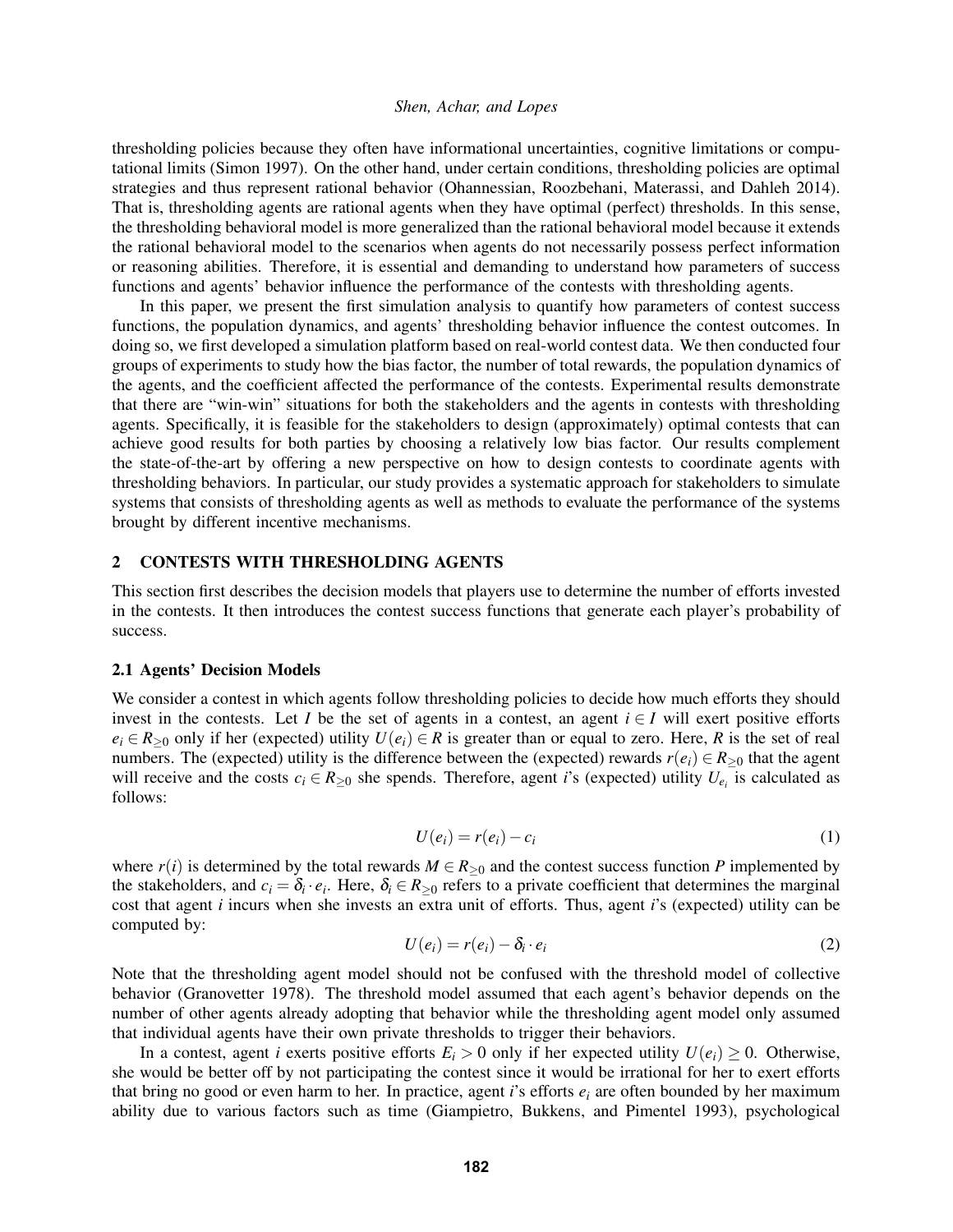thresholding policies because they often have informational uncertainties, cognitive limitations or computational limits (Simon 1997). On the other hand, under certain conditions, thresholding policies are optimal strategies and thus represent rational behavior (Ohannessian, Roozbehani, Materassi, and Dahleh 2014). That is, thresholding agents are rational agents when they have optimal (perfect) thresholds. In this sense, the thresholding behavioral model is more generalized than the rational behavioral model because it extends the rational behavioral model to the scenarios when agents do not necessarily possess perfect information or reasoning abilities. Therefore, it is essential and demanding to understand how parameters of success functions and agents' behavior influence the performance of the contests with thresholding agents.

In this paper, we present the first simulation analysis to quantify how parameters of contest success functions, the population dynamics, and agents' thresholding behavior influence the contest outcomes. In doing so, we first developed a simulation platform based on real-world contest data. We then conducted four groups of experiments to study how the bias factor, the number of total rewards, the population dynamics of the agents, and the coefficient affected the performance of the contests. Experimental results demonstrate that there are "win-win" situations for both the stakeholders and the agents in contests with thresholding agents. Specifically, it is feasible for the stakeholders to design (approximately) optimal contests that can achieve good results for both parties by choosing a relatively low bias factor. Our results complement the state-of-the-art by offering a new perspective on how to design contests to coordinate agents with thresholding behaviors. In particular, our study provides a systematic approach for stakeholders to simulate systems that consists of thresholding agents as well as methods to evaluate the performance of the systems brought by different incentive mechanisms.

## 2 CONTESTS WITH THRESHOLDING AGENTS

This section first describes the decision models that players use to determine the number of efforts invested in the contests. It then introduces the contest success functions that generate each player's probability of success.

### 2.1 Agents' Decision Models

We consider a contest in which agents follow thresholding policies to decide how much efforts they should invest in the contests. Let $I$ be the set of agents in a contest, an agent $i \in I$ will exert positive efforts $e_i \in R_{\geq 0}$ only if her (expected) utility $U(e_i) \in R$ is greater than or equal to zero. Here, $R$ is the set of real numbers. The (expected) utility is the difference between the (expected) rewards $r(e_i) \in R_{\geq 0}$ that the agent will receive and the costs $c_i \in R_{\geq 0}$ she spends. Therefore, agent $i$'s (expected) utility $U_{e_i}$ is calculated as follows:

$$U(e_i) = r(e_i) - c_i \tag{1}$$

where $r(i)$ is determined by the total rewards $M \in R_{\geq 0}$ and the contest success function $P$ implemented by the stakeholders, and $c_i = \delta_i \cdot e_i$. Here, $\delta_i \in R_{\geq 0}$ refers to a private coefficient that determines the marginal cost that agent $i$ incurs when she invests an extra unit of efforts. Thus, agent $i$'s (expected) utility can be computed by:

$$U(e_i) = r(e_i) - \delta_i \cdot e_i \tag{2}$$

Note that the thresholding agent model should not be confused with the threshold model of collective behavior (Granovetter 1978). The threshold model assumed that each agent's behavior depends on the number of other agents already adopting that behavior while the thresholding agent model only assumed that individual agents have their own private thresholds to trigger their behaviors.

In a contest, agent $i$ exerts positive efforts $E_i > 0$ only if her expected utility $U(e_i) \geq 0$. Otherwise, she would be better off by not participating the contest since it would be irrational for her to exert efforts that bring no good or even harm to her. In practice, agent $i$'s efforts $e_i$ are often bounded by her maximum ability due to various factors such as time (Giampietro, Bukkens, and Pimentel 1993), psychological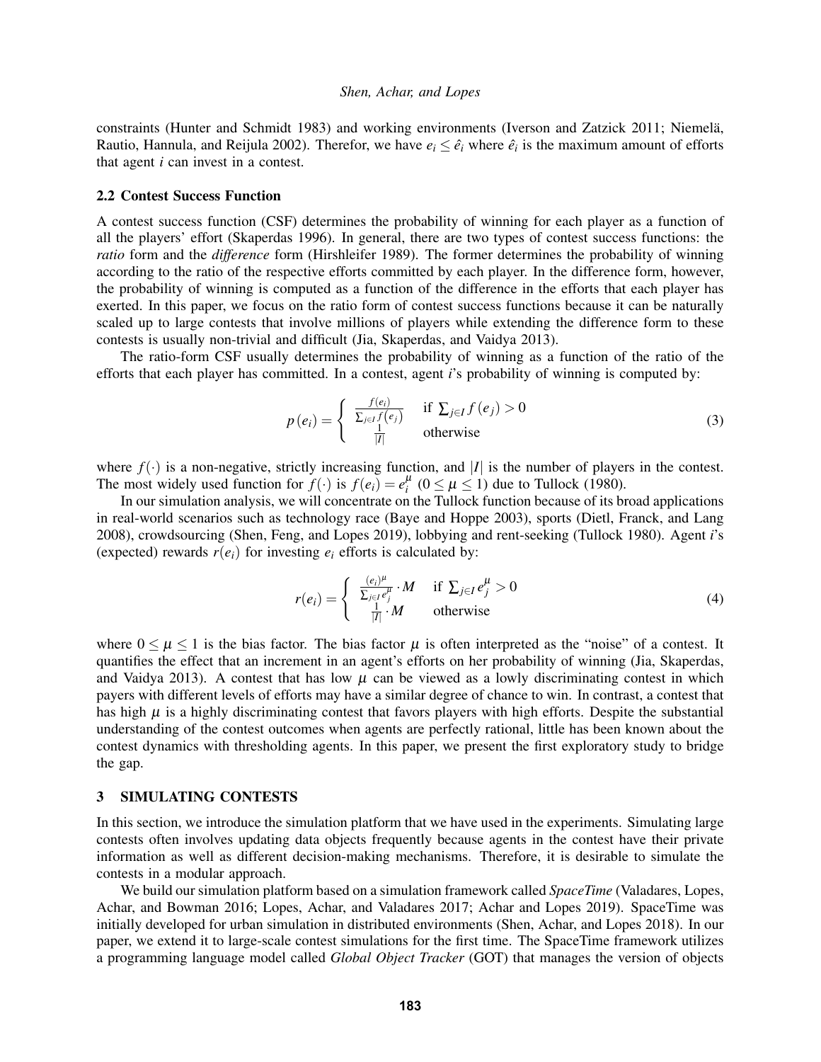constraints (Hunter and Schmidt 1983) and working environments (Iverson and Zatzick 2011; Niemelä, Rautio, Hannula, and Reijula 2002). Therefor, we have $e_i \leq \hat{e}_i$ where $\hat{e}_i$ is the maximum amount of efforts that agent $i$ can invest in a contest.

### 2.2 Contest Success Function

A contest success function (CSF) determines the probability of winning for each player as a function of all the players' effort (Skaperdas 1996). In general, there are two types of contest success functions: the *ratio* form and the *difference* form (Hirshleifer 1989). The former determines the probability of winning according to the ratio of the respective efforts committed by each player. In the difference form, however, the probability of winning is computed as a function of the difference in the efforts that each player has exerted. In this paper, we focus on the ratio form of contest success functions because it can be naturally scaled up to large contests that involve millions of players while extending the difference form to these contests is usually non-trivial and difficult (Jia, Skaperdas, and Vaidya 2013).

The ratio-form CSF usually determines the probability of winning as a function of the ratio of the efforts that each player has committed. In a contest, agent $i$'s probability of winning is computed by:

$$p(e_i) = \begin{cases} \frac{f(e_i)}{\sum_{j \in I} f(e_j)} & \text{if } \sum_{j \in I} f(e_j) > 0 \\ \frac{1}{|I|} & \text{otherwise} \end{cases} \tag{3}$$

where $f(\cdot)$ is a non-negative, strictly increasing function, and $|I|$ is the number of players in the contest. The most widely used function for $f(\cdot)$ is $f(e_i) = e_i^{\mu}$ $(0 \leq \mu \leq 1)$ due to Tullock (1980).

In our simulation analysis, we will concentrate on the Tullock function because of its broad applications in real-world scenarios such as technology race (Baye and Hoppe 2003), sports (Dietl, Franck, and Lang 2008), crowdsourcing (Shen, Feng, and Lopes 2019), lobbying and rent-seeking (Tullock 1980). Agent $i$'s (expected) rewards $r(e_i)$ for investing $e_i$ efforts is calculated by:

$$r(e_i) = \begin{cases} \frac{(e_i)^{\mu}}{\sum_{j \in I} e_j^{\mu}} \cdot M & \text{if } \sum_{j \in I} e_j^{\mu} > 0 \\ \frac{1}{|I|} \cdot M & \text{otherwise} \end{cases} \tag{4}$$

where $0 \leq \mu \leq 1$ is the bias factor. The bias factor $\mu$ is often interpreted as the "noise" of a contest. It quantifies the effect that an increment in an agent's efforts on her probability of winning (Jia, Skaperdas, and Vaidya 2013). A contest that has low $\mu$ can be viewed as a lowly discriminating contest in which payers with different levels of efforts may have a similar degree of chance to win. In contrast, a contest that has high $\mu$ is a highly discriminating contest that favors players with high efforts. Despite the substantial understanding of the contest outcomes when agents are perfectly rational, little has been known about the contest dynamics with thresholding agents. In this paper, we present the first exploratory study to bridge the gap.

## 3 SIMULATING CONTESTS

In this section, we introduce the simulation platform that we have used in the experiments. Simulating large contests often involves updating data objects frequently because agents in the contest have their private information as well as different decision-making mechanisms. Therefore, it is desirable to simulate the contests in a modular approach.

We build our simulation platform based on a simulation framework called *SpaceTime* (Valadares, Lopes, Achar, and Bowman 2016; Lopes, Achar, and Valadares 2017; Achar and Lopes 2019). SpaceTime was initially developed for urban simulation in distributed environments (Shen, Achar, and Lopes 2018). In our paper, we extend it to large-scale contest simulations for the first time. The SpaceTime framework utilizes a programming language model called *Global Object Tracker* (GOT) that manages the version of objects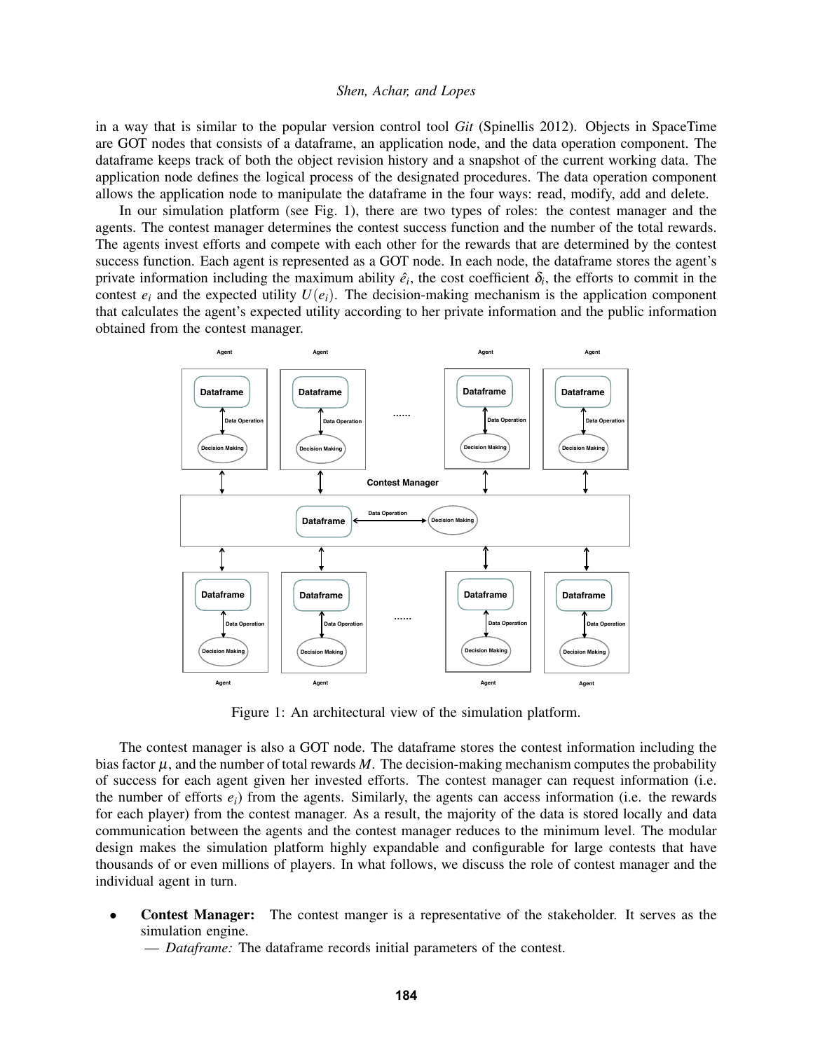in a way that is similar to the popular version control tool *Git* (Spinellis 2012). Objects in SpaceTime are GOT nodes that consists of a dataframe, an application node, and the data operation component. The dataframe keeps track of both the object revision history and a snapshot of the current working data. The application node defines the logical process of the designated procedures. The data operation component allows the application node to manipulate the dataframe in the four ways: read, modify, add and delete.

In our simulation platform (see Fig. 1), there are two types of roles: the contest manager and the agents. The contest manager determines the contest success function and the number of the total rewards. The agents invest efforts and compete with each other for the rewards that are determined by the contest success function. Each agent is represented as a GOT node. In each node, the dataframe stores the agent's private information including the maximum ability $\hat{e}_i$, the cost coefficient $\delta_i$, the efforts to commit in the contest $e_i$ and the expected utility $U(e_i)$. The decision-making mechanism is the application component that calculates the agent's expected utility according to her private information and the public information obtained from the contest manager.

Figure 1: An architectural view of the simulation platform.

The contest manager is also a GOT node. The dataframe stores the contest information including the bias factor $\mu$, and the number of total rewards $M$. The decision-making mechanism computes the probability of success for each agent given her invested efforts. The contest manager can request information (i.e. the number of efforts $e_i$) from the agents. Similarly, the agents can access information (i.e. the rewards for each player) from the contest manager. As a result, the majority of the data is stored locally and data communication between the agents and the contest manager reduces to the minimum level. The modular design makes the simulation platform highly expandable and configurable for large contests that have thousands of or even millions of players. In what follows, we discuss the role of contest manager and the individual agent in turn.

- **Contest Manager:** The contest manger is a representative of the stakeholder. It serves as the simulation engine.
  — *Dataframe:* The dataframe records initial parameters of the contest.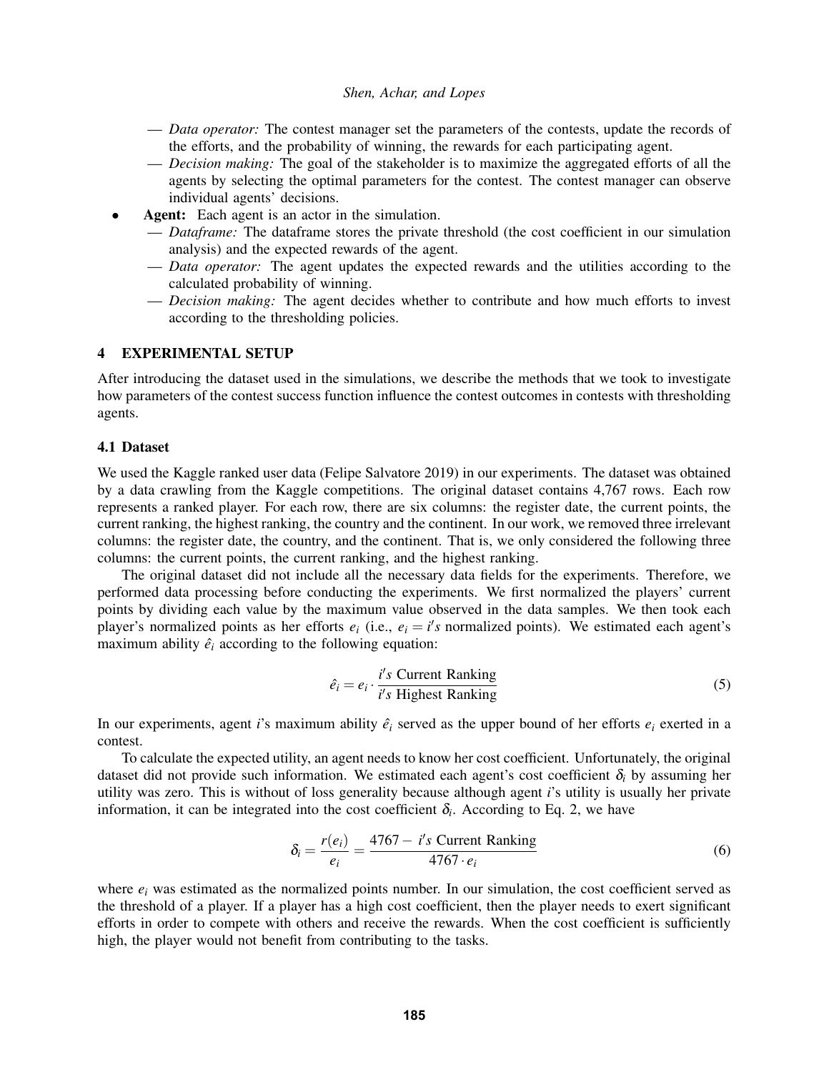- *Data operator:* The contest manager set the parameters of the contests, update the records of the efforts, and the probability of winning, the rewards for each participating agent.
  - *Decision making:* The goal of the stakeholder is to maximize the aggregated efforts of all the agents by selecting the optimal parameters for the contest. The contest manager can observe individual agents' decisions.
- **Agent:** Each agent is an actor in the simulation.
  - *Dataframe:* The dataframe stores the private threshold (the cost coefficient in our simulation analysis) and the expected rewards of the agent.
  - *Data operator:* The agent updates the expected rewards and the utilities according to the calculated probability of winning.
  - *Decision making:* The agent decides whether to contribute and how much efforts to invest according to the thresholding policies.

## 4 EXPERIMENTAL SETUP

After introducing the dataset used in the simulations, we describe the methods that we took to investigate how parameters of the contest success function influence the contest outcomes in contests with thresholding agents.

### 4.1 Dataset

We used the Kaggle ranked user data (Felipe Salvatore 2019) in our experiments. The dataset was obtained by a data crawling from the Kaggle competitions. The original dataset contains 4,767 rows. Each row represents a ranked player. For each row, there are six columns: the register date, the current points, the current ranking, the highest ranking, the country and the continent. In our work, we removed three irrelevant columns: the register date, the country, and the continent. That is, we only considered the following three columns: the current points, the current ranking, and the highest ranking.

The original dataset did not include all the necessary data fields for the experiments. Therefore, we performed data processing before conducting the experiments. We first normalized the players' current points by dividing each value by the maximum value observed in the data samples. We then took each player's normalized points as her efforts $e_i$ (i.e., $e_i = i's$ normalized points). We estimated each agent's maximum ability $\hat{e}_i$ according to the following equation:

$$\hat{e}_i = e_i \cdot \frac{i's \text{ Current Ranking}}{i's \text{ Highest Ranking}} \tag{5}$$

In our experiments, agent $i$'s maximum ability $\hat{e}_i$ served as the upper bound of her efforts $e_i$ exerted in a contest.

To calculate the expected utility, an agent needs to know her cost coefficient. Unfortunately, the original dataset did not provide such information. We estimated each agent's cost coefficient $\delta_i$ by assuming her utility was zero. This is without of loss generality because although agent $i$'s utility is usually her private information, it can be integrated into the cost coefficient $\delta_i$. According to Eq. 2, we have

$$\delta_i = \frac{r(e_i)}{e_i} = \frac{4767 - \ i's \text{ Current Ranking}}{4767 \cdot e_i} \tag{6}$$

where $e_i$ was estimated as the normalized points number. In our simulation, the cost coefficient served as the threshold of a player. If a player has a high cost coefficient, then the player needs to exert significant efforts in order to compete with others and receive the rewards. When the cost coefficient is sufficiently high, the player would not benefit from contributing to the tasks.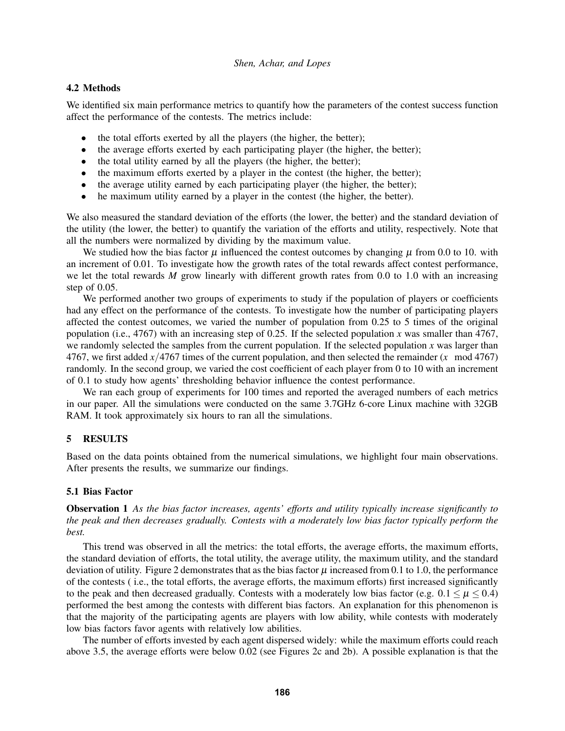### 4.2 Methods

We identified six main performance metrics to quantify how the parameters of the contest success function affect the performance of the contests. The metrics include:

- the total efforts exerted by all the players (the higher, the better);
- the average efforts exerted by each participating player (the higher, the better);
- the total utility earned by all the players (the higher, the better);
- the maximum efforts exerted by a player in the contest (the higher, the better);
- the average utility earned by each participating player (the higher, the better);
- he maximum utility earned by a player in the contest (the higher, the better).

We also measured the standard deviation of the efforts (the lower, the better) and the standard deviation of the utility (the lower, the better) to quantify the variation of the efforts and utility, respectively. Note that all the numbers were normalized by dividing by the maximum value.

We studied how the bias factor $\mu$ influenced the contest outcomes by changing $\mu$ from 0.0 to 10. with an increment of 0.01. To investigate how the growth rates of the total rewards affect contest performance, we let the total rewards $M$ grow linearly with different growth rates from 0.0 to 1.0 with an increasing step of 0.05.

We performed another two groups of experiments to study if the population of players or coefficients had any effect on the performance of the contests. To investigate how the number of participating players affected the contest outcomes, we varied the number of population from 0.25 to 5 times of the original population (i.e., 4767) with an increasing step of 0.25. If the selected population $x$ was smaller than 4767, we randomly selected the samples from the current population. If the selected population $x$ was larger than 4767, we first added $x/4767$ times of the current population, and then selected the remainder ($x \mod 4767$) randomly. In the second group, we varied the cost coefficient of each player from 0 to 10 with an increment of 0.1 to study how agents' thresholding behavior influence the contest performance.

We ran each group of experiments for 100 times and reported the averaged numbers of each metrics in our paper. All the simulations were conducted on the same 3.7GHz 6-core Linux machine with 32GB RAM. It took approximately six hours to ran all the simulations.

## 5 RESULTS

Based on the data points obtained from the numerical simulations, we highlight four main observations. After presents the results, we summarize our findings.

### 5.1 Bias Factor

**Observation 1** *As the bias factor increases, agents' efforts and utility typically increase significantly to the peak and then decreases gradually. Contests with a moderately low bias factor typically perform the best.*

This trend was observed in all the metrics: the total efforts, the average efforts, the maximum efforts, the standard deviation of efforts, the total utility, the average utility, the maximum utility, and the standard deviation of utility. Figure 2 demonstrates that as the bias factor $\mu$ increased from 0.1 to 1.0, the performance of the contests ( i.e., the total efforts, the average efforts, the maximum efforts) first increased significantly to the peak and then decreased gradually. Contests with a moderately low bias factor (e.g. $0.1 \leq \mu \leq 0.4$) performed the best among the contests with different bias factors. An explanation for this phenomenon is that the majority of the participating agents are players with low ability, while contests with moderately low bias factors favor agents with relatively low abilities.

The number of efforts invested by each agent dispersed widely: while the maximum efforts could reach above 3.5, the average efforts were below 0.02 (see Figures 2c and 2b). A possible explanation is that the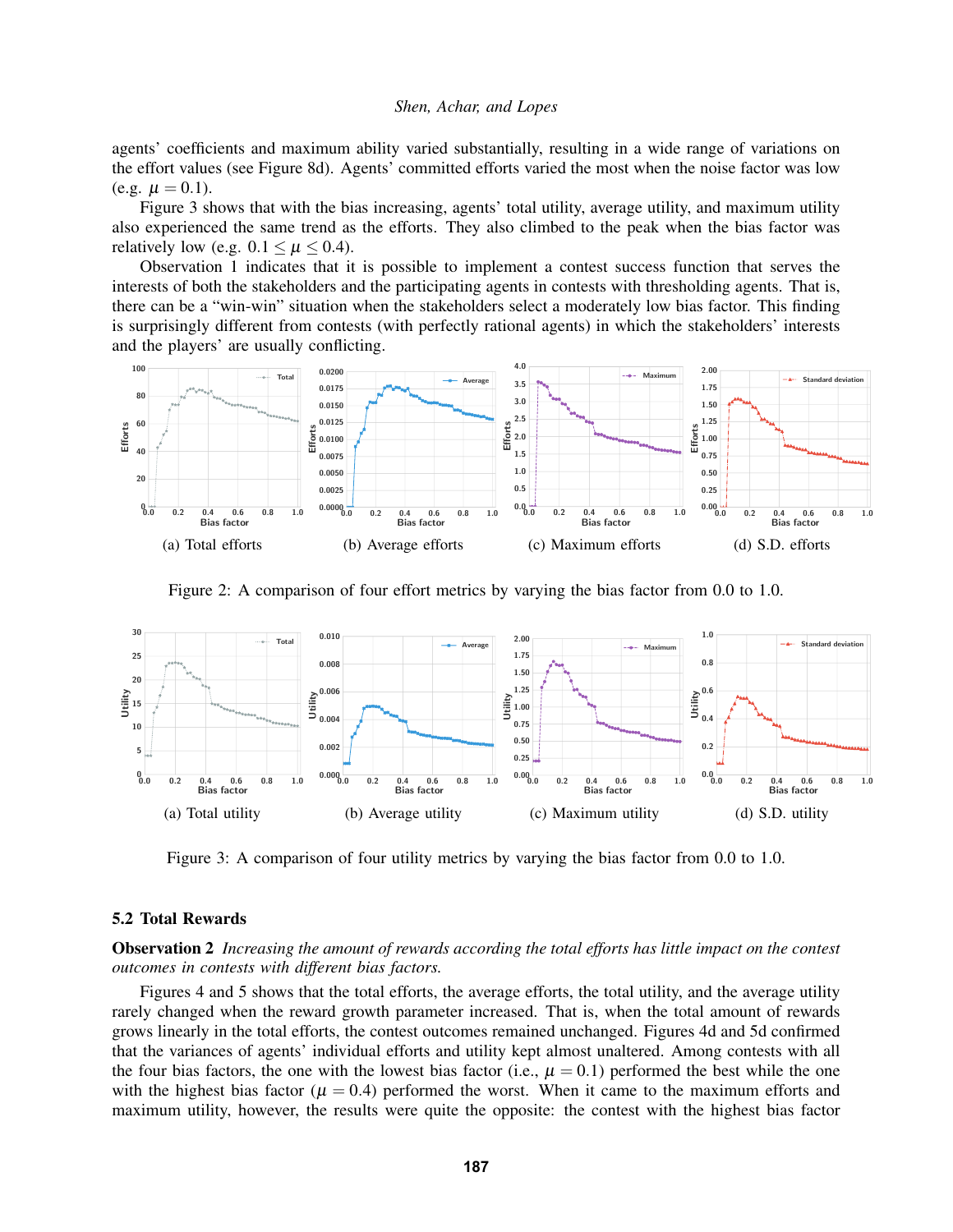agents' coefficients and maximum ability varied substantially, resulting in a wide range of variations on the effort values (see Figure 8d). Agents' committed efforts varied the most when the noise factor was low (e.g. $\mu = 0.1$).

Figure 3 shows that with the bias increasing, agents' total utility, average utility, and maximum utility also experienced the same trend as the efforts. They also climbed to the peak when the bias factor was relatively low (e.g. $0.1 \leq \mu \leq 0.4$).

Observation 1 indicates that it is possible to implement a contest success function that serves the interests of both the stakeholders and the participating agents in contests with thresholding agents. That is, there can be a "win-win" situation when the stakeholders select a moderately low bias factor. This finding is surprisingly different from contests (with perfectly rational agents) in which the stakeholders' interests and the players' are usually conflicting.

(a) Total efforts (b) Average efforts (c) Maximum efforts (d) S.D. efforts

Figure 2: A comparison of four effort metrics by varying the bias factor from 0.0 to 1.0.

(a) Total utility (b) Average utility (c) Maximum utility (d) S.D. utility

Figure 3: A comparison of four utility metrics by varying the bias factor from 0.0 to 1.0.

### 5.2 Total Rewards

**Observation 2** *Increasing the amount of rewards according the total efforts has little impact on the contest outcomes in contests with different bias factors.*

Figures 4 and 5 shows that the total efforts, the average efforts, the total utility, and the average utility rarely changed when the reward growth parameter increased. That is, when the total amount of rewards grows linearly in the total efforts, the contest outcomes remained unchanged. Figures 4d and 5d confirmed that the variances of agents' individual efforts and utility kept almost unaltered. Among contests with all the four bias factors, the one with the lowest bias factor (i.e., $\mu = 0.1$) performed the best while the one with the highest bias factor ($\mu = 0.4$) performed the worst. When it came to the maximum efforts and maximum utility, however, the results were quite the opposite: the contest with the highest bias factor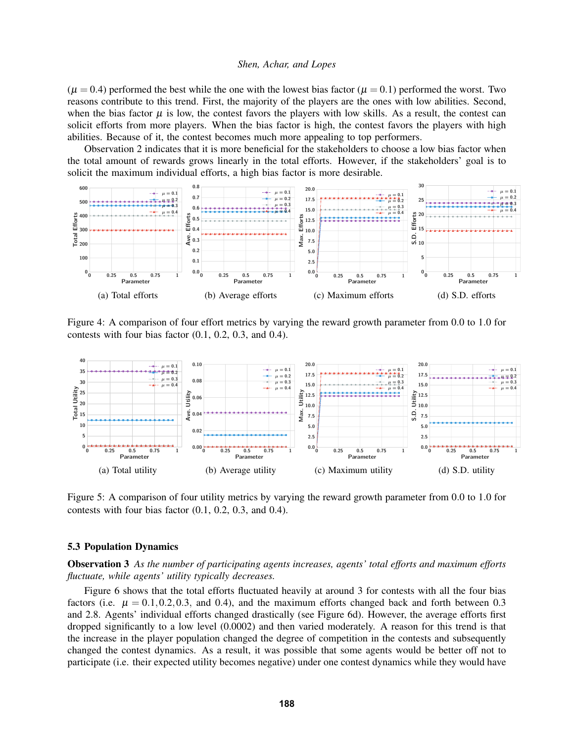($\mu = 0.4$) performed the best while the one with the lowest bias factor ($\mu = 0.1$) performed the worst. Two reasons contribute to this trend. First, the majority of the players are the ones with low abilities. Second, when the bias factor $\mu$ is low, the contest favors the players with low skills. As a result, the contest can solicit efforts from more players. When the bias factor is high, the contest favors the players with high abilities. Because of it, the contest becomes much more appealing to top performers.

Observation 2 indicates that it is more beneficial for the stakeholders to choose a low bias factor when the total amount of rewards grows linearly in the total efforts. However, if the stakeholders' goal is to solicit the maximum individual efforts, a high bias factor is more desirable.

(a) Total efforts (b) Average efforts (c) Maximum efforts (d) S.D. efforts

Figure 4: A comparison of four effort metrics by varying the reward growth parameter from 0.0 to 1.0 for contests with four bias factor (0.1, 0.2, 0.3, and 0.4).

(a) Total utility (b) Average utility (c) Maximum utility (d) S.D. utility

Figure 5: A comparison of four utility metrics by varying the reward growth parameter from 0.0 to 1.0 for contests with four bias factor (0.1, 0.2, 0.3, and 0.4).

### 5.3 Population Dynamics

**Observation 3** *As the number of participating agents increases, agents' total efforts and maximum efforts fluctuate, while agents' utility typically decreases.*

Figure 6 shows that the total efforts fluctuated heavily at around 3 for contests with all the four bias factors (i.e. $\mu = 0.1, 0.2, 0.3,$ and $0.4$), and the maximum efforts changed back and forth between 0.3 and 2.8. Agents' individual efforts changed drastically (see Figure 6d). However, the average efforts first dropped significantly to a low level (0.0002) and then varied moderately. A reason for this trend is that the increase in the player population changed the degree of competition in the contests and subsequently changed the contest dynamics. As a result, it was possible that some agents would be better off not to participate (i.e. their expected utility becomes negative) under one contest dynamics while they would have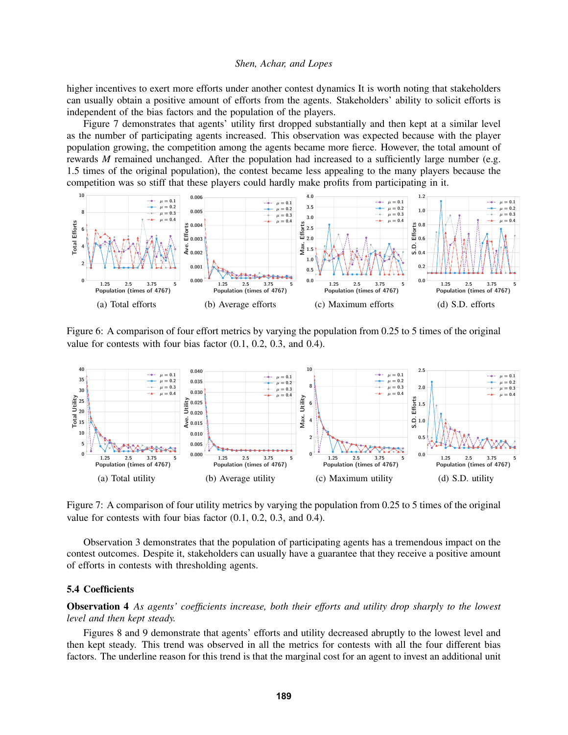higher incentives to exert more efforts under another contest dynamics It is worth noting that stakeholders can usually obtain a positive amount of efforts from the agents. Stakeholders' ability to solicit efforts is independent of the bias factors and the population of the players.

Figure 7 demonstrates that agents' utility first dropped substantially and then kept at a similar level as the number of participating agents increased. This observation was expected because with the player population growing, the competition among the agents became more fierce. However, the total amount of rewards $M$ remained unchanged. After the population had increased to a sufficiently large number (e.g. 1.5 times of the original population), the contest became less appealing to the many players because the competition was so stiff that these players could hardly make profits from participating in it.

(a) Total efforts (b) Average efforts (c) Maximum efforts (d) S.D. efforts

Figure 6: A comparison of four effort metrics by varying the population from 0.25 to 5 times of the original value for contests with four bias factor (0.1, 0.2, 0.3, and 0.4).

(a) Total utility (b) Average utility (c) Maximum utility (d) S.D. utility

Figure 7: A comparison of four utility metrics by varying the population from 0.25 to 5 times of the original value for contests with four bias factor (0.1, 0.2, 0.3, and 0.4).

Observation 3 demonstrates that the population of participating agents has a tremendous impact on the contest outcomes. Despite it, stakeholders can usually have a guarantee that they receive a positive amount of efforts in contests with thresholding agents.

### 5.4 Coefficients

**Observation 4** *As agents' coefficients increase, both their efforts and utility drop sharply to the lowest level and then kept steady.*

Figures 8 and 9 demonstrate that agents' efforts and utility decreased abruptly to the lowest level and then kept steady. This trend was observed in all the metrics for contests with all the four different bias factors. The underline reason for this trend is that the marginal cost for an agent to invest an additional unit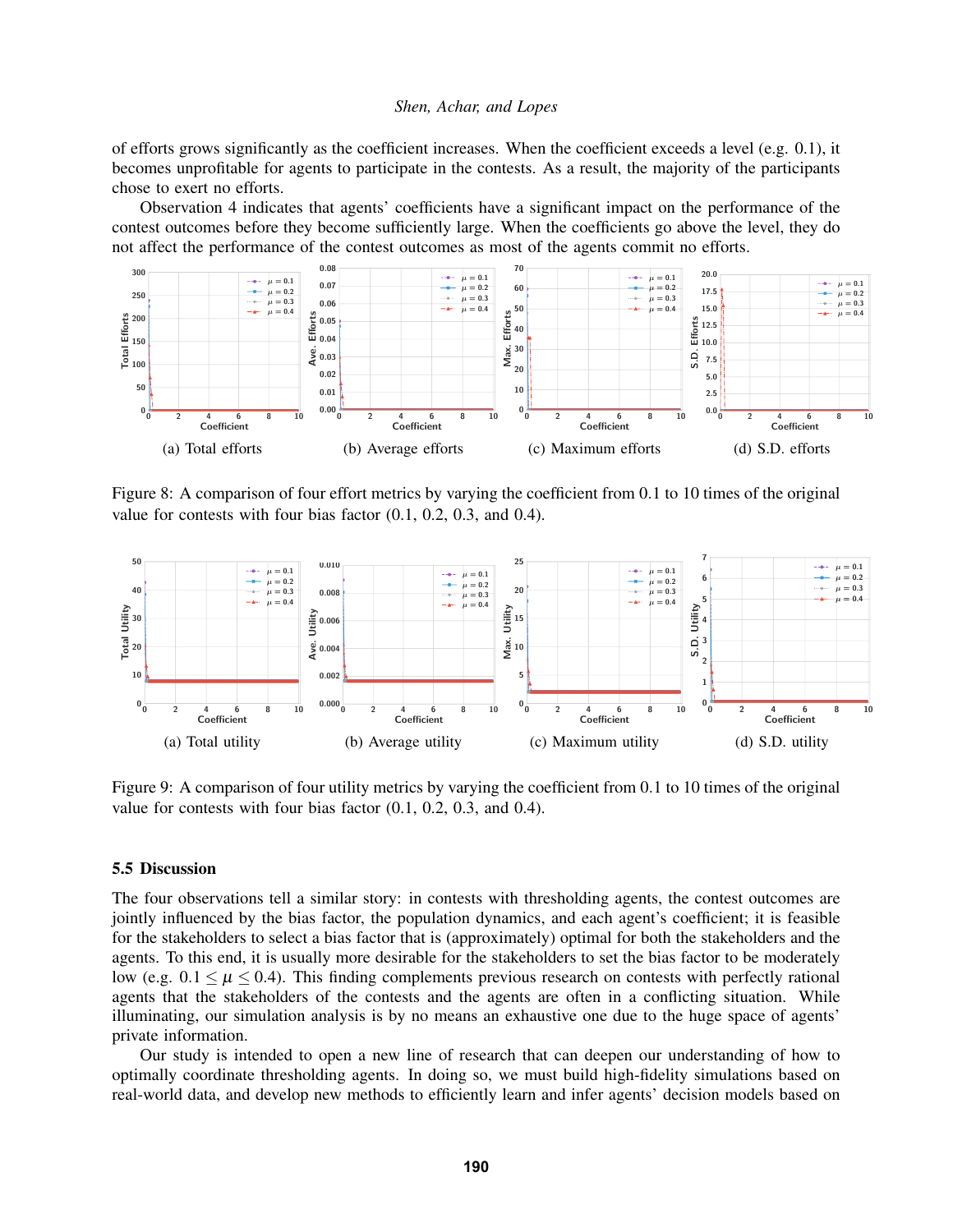of efforts grows significantly as the coefficient increases. When the coefficient exceeds a level (e.g. 0.1), it becomes unprofitable for agents to participate in the contests. As a result, the majority of the participants chose to exert no efforts.

Observation 4 indicates that agents' coefficients have a significant impact on the performance of the contest outcomes before they become sufficiently large. When the coefficients go above the level, they do not affect the performance of the contest outcomes as most of the agents commit no efforts.

(a) Total efforts (b) Average efforts (c) Maximum efforts (d) S.D. efforts

Figure 8: A comparison of four effort metrics by varying the coefficient from 0.1 to 10 times of the original value for contests with four bias factor (0.1, 0.2, 0.3, and 0.4).

(a) Total utility (b) Average utility (c) Maximum utility (d) S.D. utility

Figure 9: A comparison of four utility metrics by varying the coefficient from 0.1 to 10 times of the original value for contests with four bias factor (0.1, 0.2, 0.3, and 0.4).

### 5.5 Discussion

The four observations tell a similar story: in contests with thresholding agents, the contest outcomes are jointly influenced by the bias factor, the population dynamics, and each agent's coefficient; it is feasible for the stakeholders to select a bias factor that is (approximately) optimal for both the stakeholders and the agents. To this end, it is usually more desirable for the stakeholders to set the bias factor to be moderately low (e.g. $0.1 \leq \mu \leq 0.4$). This finding complements previous research on contests with perfectly rational agents that the stakeholders of the contests and the agents are often in a conflicting situation. While illuminating, our simulation analysis is by no means an exhaustive one due to the huge space of agents' private information.

Our study is intended to open a new line of research that can deepen our understanding of how to optimally coordinate thresholding agents. In doing so, we must build high-fidelity simulations based on real-world data, and develop new methods to efficiently learn and infer agents' decision models based on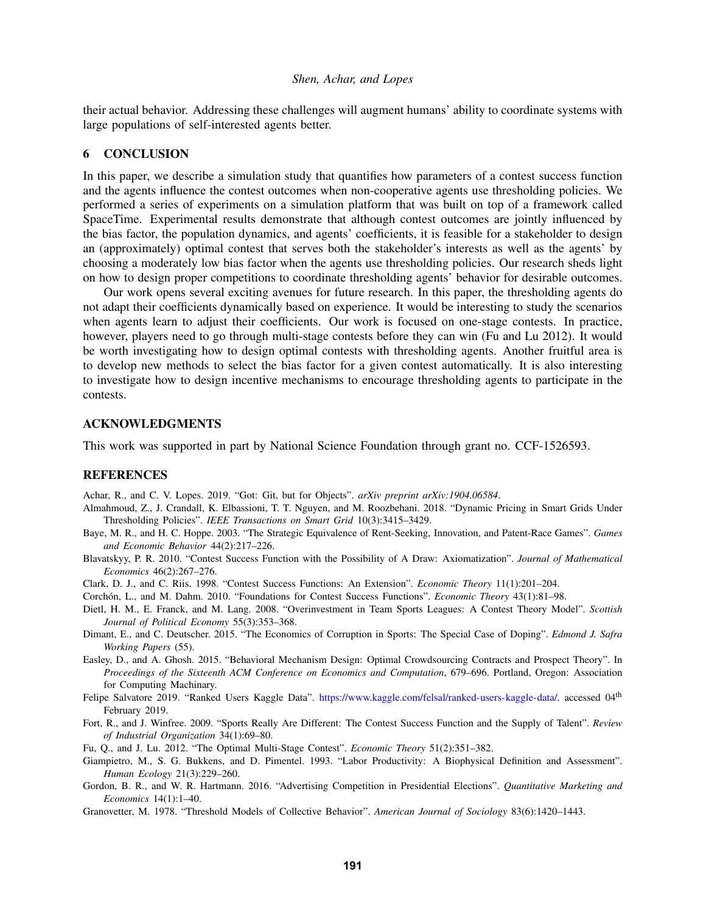their actual behavior. Addressing these challenges will augment humans' ability to coordinate systems with large populations of self-interested agents better.

## 6 CONCLUSION

In this paper, we describe a simulation study that quantifies how parameters of a contest success function and the agents influence the contest outcomes when non-cooperative agents use thresholding policies. We performed a series of experiments on a simulation platform that was built on top of a framework called SpaceTime. Experimental results demonstrate that although contest outcomes are jointly influenced by the bias factor, the population dynamics, and agents' coefficients, it is feasible for a stakeholder to design an (approximately) optimal contest that serves both the stakeholder's interests as well as the agents' by choosing a moderately low bias factor when the agents use thresholding policies. Our research sheds light on how to design proper competitions to coordinate thresholding agents' behavior for desirable outcomes.

Our work opens several exciting avenues for future research. In this paper, the thresholding agents do not adapt their coefficients dynamically based on experience. It would be interesting to study the scenarios when agents learn to adjust their coefficients. Our work is focused on one-stage contests. In practice, however, players need to go through multi-stage contests before they can win (Fu and Lu 2012). It would be worth investigating how to design optimal contests with thresholding agents. Another fruitful area is to develop new methods to select the bias factor for a given contest automatically. It is also interesting to investigate how to design incentive mechanisms to encourage thresholding agents to participate in the contests.

## ACKNOWLEDGMENTS

This work was supported in part by National Science Foundation through grant no. CCF-1526593.

## REFERENCES

Achar, R., and C. V. Lopes. 2019. "Got: Git, but for Objects". *arXiv preprint arXiv:1904.06584*.

Almahmoud, Z., J. Crandall, K. Elbassioni, T. T. Nguyen, and M. Roozbehani. 2018. "Dynamic Pricing in Smart Grids Under Thresholding Policies". *IEEE Transactions on Smart Grid* 10(3):3415–3429.

Baye, M. R., and H. C. Hoppe. 2003. "The Strategic Equivalence of Rent-Seeking, Innovation, and Patent-Race Games". *Games and Economic Behavior* 44(2):217–226.

Blavatskyy, P. R. 2010. "Contest Success Function with the Possibility of A Draw: Axiomatization". *Journal of Mathematical Economics* 46(2):267–276.

Clark, D. J., and C. Riis. 1998. "Contest Success Functions: An Extension". *Economic Theory* 11(1):201–204.

Corchón, L., and M. Dahm. 2010. "Foundations for Contest Success Functions". *Economic Theory* 43(1):81–98.

Dietl, H. M., E. Franck, and M. Lang. 2008. "Overinvestment in Team Sports Leagues: A Contest Theory Model". *Scottish Journal of Political Economy* 55(3):353–368.

Dimant, E., and C. Deutscher. 2015. "The Economics of Corruption in Sports: The Special Case of Doping". *Edmond J. Safra Working Papers* (55).

Easley, D., and A. Ghosh. 2015. "Behavioral Mechanism Design: Optimal Crowdsourcing Contracts and Prospect Theory". In *Proceedings of the Sixteenth ACM Conference on Economics and Computation*, 679–696. Portland, Oregon: Association for Computing Machinary.

Felipe Salvatore 2019. "Ranked Users Kaggle Data". https://www.kaggle.com/felsal/ranked-users-kaggle-data/. accessed 04th February 2019.

Fort, R., and J. Winfree. 2009. "Sports Really Are Different: The Contest Success Function and the Supply of Talent". *Review of Industrial Organization* 34(1):69–80.

Fu, Q., and J. Lu. 2012. "The Optimal Multi-Stage Contest". *Economic Theory* 51(2):351–382.

Giampietro, M., S. G. Bukkens, and D. Pimentel. 1993. "Labor Productivity: A Biophysical Definition and Assessment". *Human Ecology* 21(3):229–260.

Gordon, B. R., and W. R. Hartmann. 2016. "Advertising Competition in Presidential Elections". *Quantitative Marketing and Economics* 14(1):1–40.

Granovetter, M. 1978. "Threshold Models of Collective Behavior". *American Journal of Sociology* 83(6):1420–1443.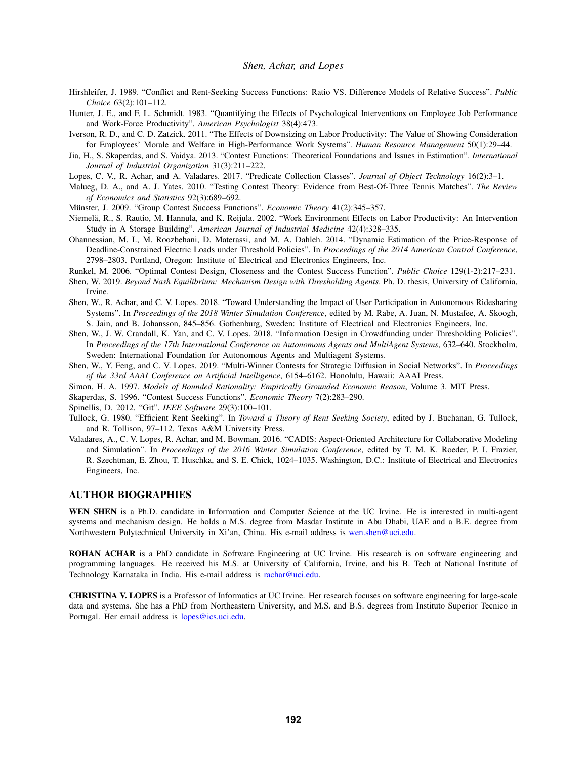Hirshleifer, J. 1989. "Conflict and Rent-Seeking Success Functions: Ratio VS. Difference Models of Relative Success". *Public Choice* 63(2):101–112.

Hunter, J. E., and F. L. Schmidt. 1983. "Quantifying the Effects of Psychological Interventions on Employee Job Performance and Work-Force Productivity". *American Psychologist* 38(4):473.

Iverson, R. D., and C. D. Zatzick. 2011. "The Effects of Downsizing on Labor Productivity: The Value of Showing Consideration for Employees' Morale and Welfare in High-Performance Work Systems". *Human Resource Management* 50(1):29–44.

Jia, H., S. Skaperdas, and S. Vaidya. 2013. "Contest Functions: Theoretical Foundations and Issues in Estimation". *International Journal of Industrial Organization* 31(3):211–222.

Lopes, C. V., R. Achar, and A. Valadares. 2017. "Predicate Collection Classes". *Journal of Object Technology* 16(2):3–1.

Malueg, D. A., and A. J. Yates. 2010. "Testing Contest Theory: Evidence from Best-Of-Three Tennis Matches". *The Review of Economics and Statistics* 92(3):689–692.

Münster, J. 2009. "Group Contest Success Functions". *Economic Theory* 41(2):345–357.

Niemelä, R., S. Rautio, M. Hannula, and K. Reijula. 2002. "Work Environment Effects on Labor Productivity: An Intervention Study in A Storage Building". *American Journal of Industrial Medicine* 42(4):328–335.

Ohannessian, M. I., M. Roozbehani, D. Materassi, and M. A. Dahleh. 2014. "Dynamic Estimation of the Price-Response of Deadline-Constrained Electric Loads under Threshold Policies". In *Proceedings of the 2014 American Control Conference*, 2798–2803. Portland, Oregon: Institute of Electrical and Electronics Engineers, Inc.

Runkel, M. 2006. "Optimal Contest Design, Closeness and the Contest Success Function". *Public Choice* 129(1-2):217–231.

Shen, W. 2019. *Beyond Nash Equilibrium: Mechanism Design with Thresholding Agents*. Ph. D. thesis, University of California, Irvine.

Shen, W., R. Achar, and C. V. Lopes. 2018. "Toward Understanding the Impact of User Participation in Autonomous Ridesharing Systems". In *Proceedings of the 2018 Winter Simulation Conference*, edited by M. Rabe, A. Juan, N. Mustafee, A. Skoogh, S. Jain, and B. Johansson, 845–856. Gothenburg, Sweden: Institute of Electrical and Electronics Engineers, Inc.

Shen, W., J. W. Crandall, K. Yan, and C. V. Lopes. 2018. "Information Design in Crowdfunding under Thresholding Policies". In *Proceedings of the 17th International Conference on Autonomous Agents and MultiAgent Systems*, 632–640. Stockholm, Sweden: International Foundation for Autonomous Agents and Multiagent Systems.

Shen, W., Y. Feng, and C. V. Lopes. 2019. "Multi-Winner Contests for Strategic Diffusion in Social Networks". In *Proceedings of the 33rd AAAI Conference on Artificial Intelligence*, 6154–6162. Honolulu, Hawaii: AAAI Press.

Simon, H. A. 1997. *Models of Bounded Rationality: Empirically Grounded Economic Reason*, Volume 3. MIT Press.

Skaperdas, S. 1996. "Contest Success Functions". *Economic Theory* 7(2):283–290.

Spinellis, D. 2012. "Git". *IEEE Software* 29(3):100–101.

Tullock, G. 1980. "Efficient Rent Seeking". In *Toward a Theory of Rent Seeking Society*, edited by J. Buchanan, G. Tullock, and R. Tollison, 97–112. Texas A&M University Press.

Valadares, A., C. V. Lopes, R. Achar, and M. Bowman. 2016. "CADIS: Aspect-Oriented Architecture for Collaborative Modeling and Simulation". In *Proceedings of the 2016 Winter Simulation Conference*, edited by T. M. K. Roeder, P. I. Frazier, R. Szechtman, E. Zhou, T. Huschka, and S. E. Chick, 1024–1035. Washington, D.C.: Institute of Electrical and Electronics Engineers, Inc.

## AUTHOR BIOGRAPHIES

**WEN SHEN** is a Ph.D. candidate in Information and Computer Science at the UC Irvine. He is interested in multi-agent systems and mechanism design. He holds a M.S. degree from Masdar Institute in Abu Dhabi, UAE and a B.E. degree from Northwestern Polytechnical University in Xi'an, China. His e-mail address is wen.shen@uci.edu.

**ROHAN ACHAR** is a PhD candidate in Software Engineering at UC Irvine. His research is on software engineering and programming languages. He received his M.S. at University of California, Irvine, and his B. Tech at National Institute of Technology Karnataka in India. His e-mail address is rachar@uci.edu.

**CHRISTINA V. LOPES** is a Professor of Informatics at UC Irvine. Her research focuses on software engineering for large-scale data and systems. She has a PhD from Northeastern University, and M.S. and B.S. degrees from Instituto Superior Tecnico in Portugal. Her email address is lopes@ics.uci.edu.